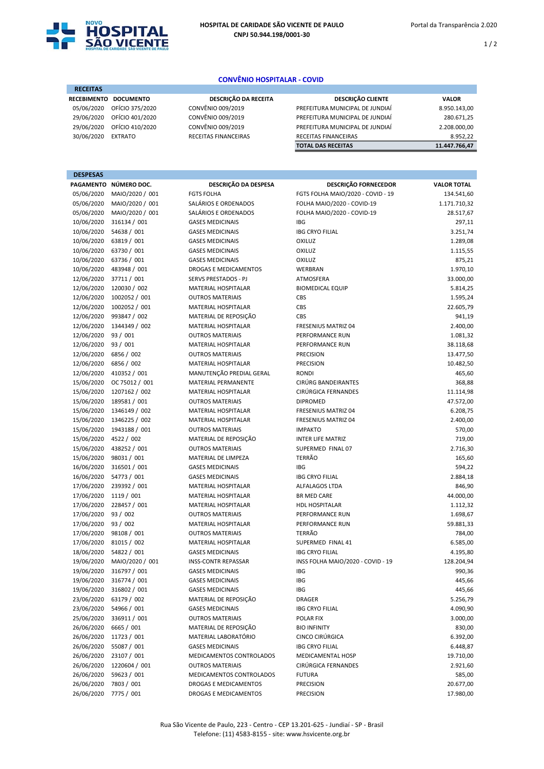**HOSPITAL DE CARIDADE SÃO VICENTE DE PAULO**
**CNPJ 50.944.198/0001-30**

Portal da Transparência 2.020

## CONVÊNIO HOSPITALAR - COVID

### RECEITAS

| RECEBIMENTO | DOCUMENTO | DESCRIÇÃO DA RECEITA | DESCRIÇÃO CLIENTE | VALOR |
|---|---|---|---|---|
| 05/06/2020 | OFÍCIO 375/2020 | CONVÊNIO 009/2019 | PREFEITURA MUNICIPAL DE JUNDIAÍ | 8.950.143,00 |
| 29/06/2020 | OFÍCIO 401/2020 | CONVÊNIO 009/2019 | PREFEITURA MUNICIPAL DE JUNDIAÍ | 280.671,25 |
| 29/06/2020 | OFÍCIO 410/2020 | CONVÊNIO 009/2019 | PREFEITURA MUNICIPAL DE JUNDIAÍ | 2.208.000,00 |
| 30/06/2020 | EXTRATO | RECEITAS FINANCEIRAS | RECEITAS FINANCEIRAS | 8.952,22 |
| | | | **TOTAL DAS RECEITAS** | **11.447.766,47** |

### DESPESAS

| PAGAMENTO | NÚMERO DOC. | DESCRIÇÃO DA DESPESA | DESCRIÇÃO FORNECEDOR | VALOR TOTAL |
|---|---|---|---|---|
| 05/06/2020 | MAIO/2020 / 001 | FGTS FOLHA | FGTS FOLHA MAIO/2020 - COVID - 19 | 134.541,60 |
| 05/06/2020 | MAIO/2020 / 001 | SALÁRIOS E ORDENADOS | FOLHA MAIO/2020 - COVID-19 | 1.171.710,32 |
| 05/06/2020 | MAIO/2020 / 001 | SALÁRIOS E ORDENADOS | FOLHA MAIO/2020 - COVID-19 | 28.517,67 |
| 10/06/2020 | 316134 / 001 | GASES MEDICINAIS | IBG | 297,11 |
| 10/06/2020 | 54638 / 001 | GASES MEDICINAIS | IBG CRYO FILIAL | 3.251,74 |
| 10/06/2020 | 63819 / 001 | GASES MEDICINAIS | OXILUZ | 1.289,08 |
| 10/06/2020 | 63730 / 001 | GASES MEDICINAIS | OXILUZ | 1.115,55 |
| 10/06/2020 | 63736 / 001 | GASES MEDICINAIS | OXILUZ | 875,21 |
| 10/06/2020 | 483948 / 001 | DROGAS E MEDICAMENTOS | WERBRAN | 1.970,10 |
| 12/06/2020 | 37711 / 001 | SERVS PRESTADOS - PJ | ATMOSFERA | 33.000,00 |
| 12/06/2020 | 120030 / 002 | MATERIAL HOSPITALAR | BIOMEDICAL EQUIP | 5.814,25 |
| 12/06/2020 | 1002052 / 001 | OUTROS MATERIAIS | CBS | 1.595,24 |
| 12/06/2020 | 1002052 / 001 | MATERIAL HOSPITALAR | CBS | 22.605,79 |
| 12/06/2020 | 993847 / 002 | MATERIAL DE REPOSIÇÃO | CBS | 941,19 |
| 12/06/2020 | 1344349 / 002 | MATERIAL HOSPITALAR | FRESENIUS MATRIZ 04 | 2.400,00 |
| 12/06/2020 | 93 / 001 | OUTROS MATERIAIS | PERFORMANCE RUN | 1.081,32 |
| 12/06/2020 | 93 / 001 | MATERIAL HOSPITALAR | PERFORMANCE RUN | 38.118,68 |
| 12/06/2020 | 6856 / 002 | OUTROS MATERIAIS | PRECISION | 13.477,50 |
| 12/06/2020 | 6856 / 002 | MATERIAL HOSPITALAR | PRECISION | 10.482,50 |
| 12/06/2020 | 410352 / 001 | MANUTENÇÃO PREDIAL GERAL | RONDI | 465,60 |
| 15/06/2020 | OC 75012 / 001 | MATERIAL PERMANENTE | CIRÚRG BANDEIRANTES | 368,88 |
| 15/06/2020 | 1207162 / 002 | MATERIAL HOSPITALAR | CIRÚRGICA FERNANDES | 11.114,98 |
| 15/06/2020 | 189581 / 001 | OUTROS MATERIAIS | DIPROMED | 47.572,00 |
| 15/06/2020 | 1346149 / 002 | MATERIAL HOSPITALAR | FRESENIUS MATRIZ 04 | 6.208,75 |
| 15/06/2020 | 1346225 / 002 | MATERIAL HOSPITALAR | FRESENIUS MATRIZ 04 | 2.400,00 |
| 15/06/2020 | 1943188 / 001 | OUTROS MATERIAIS | IMPAKTO | 570,00 |
| 15/06/2020 | 4522 / 002 | MATERIAL DE REPOSIÇÃO | INTER LIFE MATRIZ | 719,00 |
| 15/06/2020 | 438252 / 001 | OUTROS MATERIAIS | SUPERMED FINAL 07 | 2.716,30 |
| 15/06/2020 | 98031 / 001 | MATERIAL DE LIMPEZA | TERRÃO | 165,60 |
| 16/06/2020 | 316501 / 001 | GASES MEDICINAIS | IBG | 594,22 |
| 16/06/2020 | 54773 / 001 | GASES MEDICINAIS | IBG CRYO FILIAL | 2.884,18 |
| 17/06/2020 | 239392 / 001 | MATERIAL HOSPITALAR | ALFALAGOS LTDA | 846,90 |
| 17/06/2020 | 1119 / 001 | MATERIAL HOSPITALAR | BR MED CARE | 44.000,00 |
| 17/06/2020 | 228457 / 001 | MATERIAL HOSPITALAR | HDL HOSPITALAR | 1.112,32 |
| 17/06/2020 | 93 / 002 | OUTROS MATERIAIS | PERFORMANCE RUN | 1.698,67 |
| 17/06/2020 | 93 / 002 | MATERIAL HOSPITALAR | PERFORMANCE RUN | 59.881,33 |
| 17/06/2020 | 98108 / 001 | OUTROS MATERIAIS | TERRÃO | 784,00 |
| 17/06/2020 | 81015 / 002 | MATERIAL HOSPITALAR | SUPERMED FINAL 41 | 6.585,00 |
| 18/06/2020 | 54822 / 001 | GASES MEDICINAIS | IBG CRYO FILIAL | 4.195,80 |
| 19/06/2020 | MAIO/2020 / 001 | INSS-CONTR REPASSAR | INSS FOLHA MAIO/2020 - COVID - 19 | 128.204,94 |
| 19/06/2020 | 316797 / 001 | GASES MEDICINAIS | IBG | 990,36 |
| 19/06/2020 | 316774 / 001 | GASES MEDICINAIS | IBG | 445,66 |
| 19/06/2020 | 316802 / 001 | GASES MEDICINAIS | IBG | 445,66 |
| 23/06/2020 | 63179 / 002 | MATERIAL DE REPOSIÇÃO | DRAGER | 5.256,79 |
| 23/06/2020 | 54966 / 001 | GASES MEDICINAIS | IBG CRYO FILIAL | 4.090,90 |
| 25/06/2020 | 336911 / 001 | OUTROS MATERIAIS | POLAR FIX | 3.000,00 |
| 26/06/2020 | 6665 / 001 | MATERIAL DE REPOSIÇÃO | BIO INFINITY | 830,00 |
| 26/06/2020 | 11723 / 001 | MATERIAL LABORATÓRIO | CINCO CIRÚRGICA | 6.392,00 |
| 26/06/2020 | 55087 / 001 | GASES MEDICINAIS | IBG CRYO FILIAL | 6.448,87 |
| 26/06/2020 | 23107 / 001 | MEDICAMENTOS CONTROLADOS | MEDICAMENTAL HOSP | 19.710,00 |
| 26/06/2020 | 1220604 / 001 | OUTROS MATERIAIS | CIRÚRGICA FERNANDES | 2.921,60 |
| 26/06/2020 | 59623 / 001 | MEDICAMENTOS CONTROLADOS | FUTURA | 585,00 |
| 26/06/2020 | 7803 / 001 | DROGAS E MEDICAMENTOS | PRECISION | 20.677,00 |
| 26/06/2020 | 7775 / 001 | DROGAS E MEDICAMENTOS | PRECISION | 17.980,00 |

Rua São Vicente de Paulo, 223 - Centro - CEP 13.201-625 - Jundiaí - SP - Brasil
Telefone: (11) 4583-8155 - site: www.hsvicente.org.br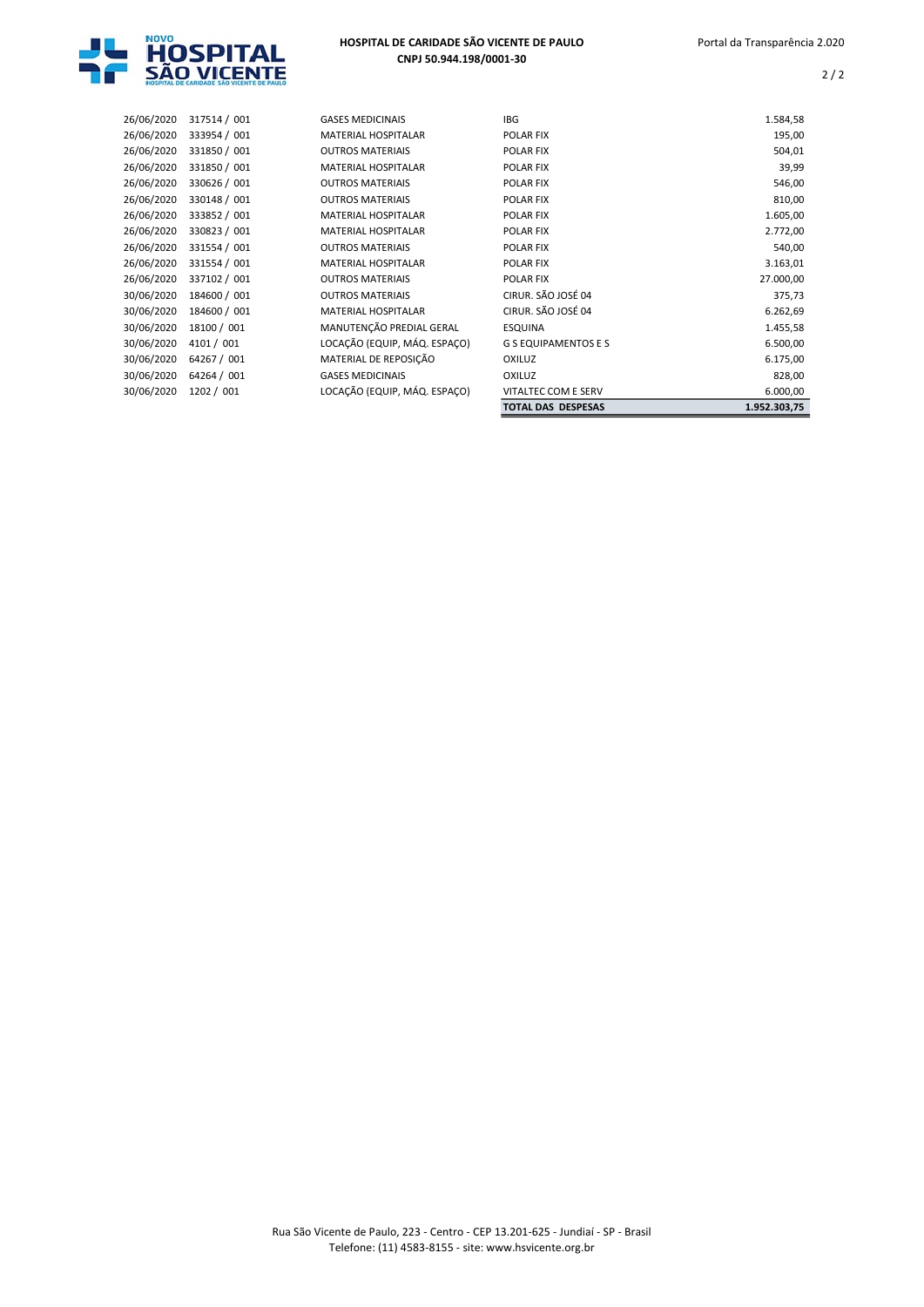| | | | | |
|---|---|---|---|---|
| 26/06/2020 | 317514 / 001 | GASES MEDICINAIS | IBG | 1.584,58 |
| 26/06/2020 | 333954 / 001 | MATERIAL HOSPITALAR | POLAR FIX | 195,00 |
| 26/06/2020 | 331850 / 001 | OUTROS MATERIAIS | POLAR FIX | 504,01 |
| 26/06/2020 | 331850 / 001 | MATERIAL HOSPITALAR | POLAR FIX | 39,99 |
| 26/06/2020 | 330626 / 001 | OUTROS MATERIAIS | POLAR FIX | 546,00 |
| 26/06/2020 | 330148 / 001 | OUTROS MATERIAIS | POLAR FIX | 810,00 |
| 26/06/2020 | 333852 / 001 | MATERIAL HOSPITALAR | POLAR FIX | 1.605,00 |
| 26/06/2020 | 330823 / 001 | MATERIAL HOSPITALAR | POLAR FIX | 2.772,00 |
| 26/06/2020 | 331554 / 001 | OUTROS MATERIAIS | POLAR FIX | 540,00 |
| 26/06/2020 | 331554 / 001 | MATERIAL HOSPITALAR | POLAR FIX | 3.163,01 |
| 26/06/2020 | 337102 / 001 | OUTROS MATERIAIS | POLAR FIX | 27.000,00 |
| 30/06/2020 | 184600 / 001 | OUTROS MATERIAIS | CIRUR. SÃO JOSÉ 04 | 375,73 |
| 30/06/2020 | 184600 / 001 | MATERIAL HOSPITALAR | CIRUR. SÃO JOSÉ 04 | 6.262,69 |
| 30/06/2020 | 18100 / 001 | MANUTENÇÃO PREDIAL GERAL | ESQUINA | 1.455,58 |
| 30/06/2020 | 4101 / 001 | LOCAÇÃO (EQUIP, MÁQ. ESPAÇO) | G S EQUIPAMENTOS E S | 6.500,00 |
| 30/06/2020 | 64267 / 001 | MATERIAL DE REPOSIÇÃO | OXILUZ | 6.175,00 |
| 30/06/2020 | 64264 / 001 | GASES MEDICINAIS | OXILUZ | 828,00 |
| 30/06/2020 | 1202 / 001 | LOCAÇÃO (EQUIP, MÁQ. ESPAÇO) | VITALTEC COM E SERV | 6.000,00 |
| | | | **TOTAL DAS DESPESAS** | **1.952.303,75** |

Rua São Vicente de Paulo, 223 - Centro - CEP 13.201-625 - Jundiaí - SP - Brasil
Telefone: (11) 4583-8155 - site: www.hsvicente.org.br